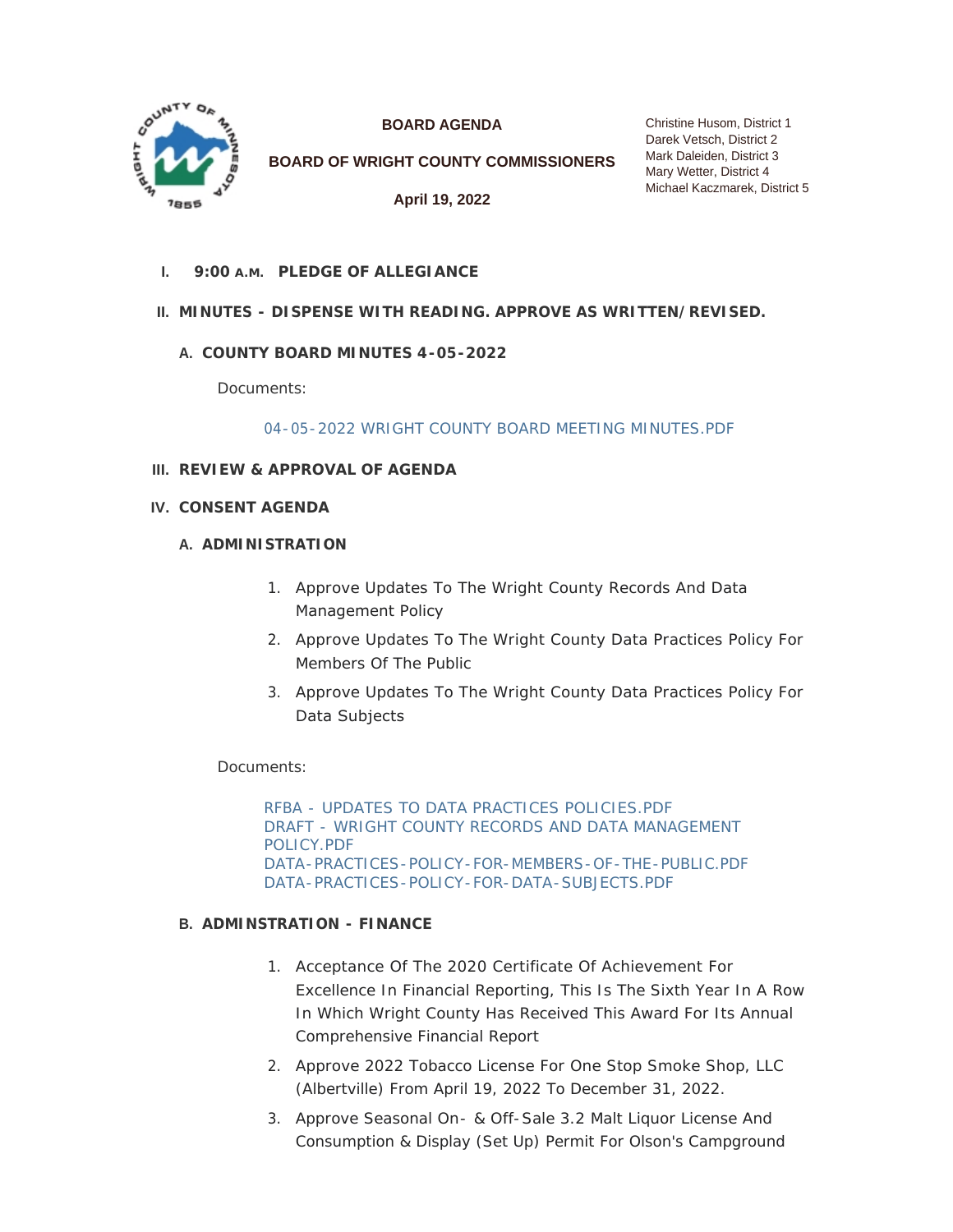**BOARD AGENDA**

**BOARD OF WRIGHT COUNTY COMMISSIONERS**

**April 19, 2022**

Christine Husom, District 1
Darek Vetsch, District 2
Mark Daleiden, District 3
Mary Wetter, District 4
Michael Kaczmarek, District 5

## I. 9:00 A.M. PLEDGE OF ALLEGIANCE

## II. MINUTES - DISPENSE WITH READING. APPROVE AS WRITTEN/REVISED.

### A. COUNTY BOARD MINUTES 4-05-2022

Documents:

04-05-2022 WRIGHT COUNTY BOARD MEETING MINUTES.PDF

## III. REVIEW & APPROVAL OF AGENDA

## IV. CONSENT AGENDA

### A. ADMINISTRATION

1. Approve Updates To The Wright County Records And Data Management Policy
2. Approve Updates To The Wright County Data Practices Policy For Members Of The Public
3. Approve Updates To The Wright County Data Practices Policy For Data Subjects

Documents:

RFBA - UPDATES TO DATA PRACTICES POLICIES.PDF
DRAFT - WRIGHT COUNTY RECORDS AND DATA MANAGEMENT POLICY.PDF
DATA-PRACTICES-POLICY-FOR-MEMBERS-OF-THE-PUBLIC.PDF
DATA-PRACTICES-POLICY-FOR-DATA-SUBJECTS.PDF

### B. ADMINSTRATION - FINANCE

1. Acceptance Of The 2020 Certificate Of Achievement For Excellence In Financial Reporting, This Is The Sixth Year In A Row In Which Wright County Has Received This Award For Its Annual Comprehensive Financial Report
2. Approve 2022 Tobacco License For One Stop Smoke Shop, LLC (Albertville) From April 19, 2022 To December 31, 2022.
3. Approve Seasonal On- & Off-Sale 3.2 Malt Liquor License And Consumption & Display (Set Up) Permit For Olson's Campground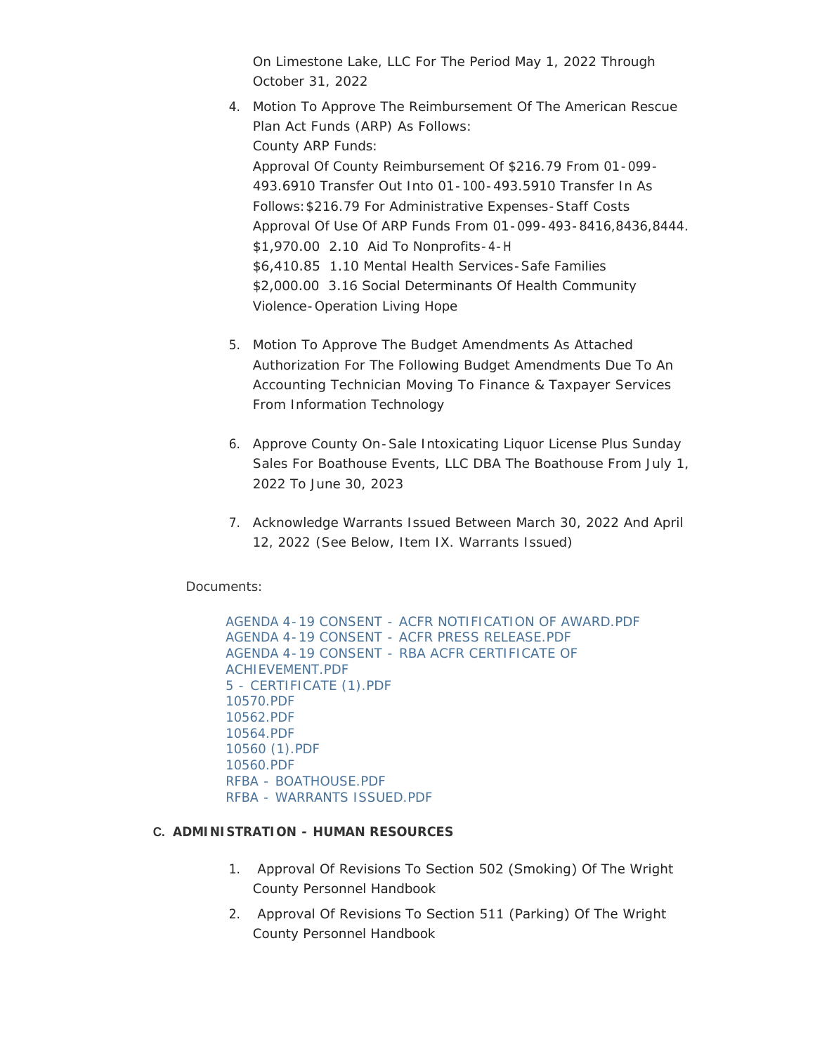On Limestone Lake, LLC For The Period May 1, 2022 Through October 31, 2022

4. Motion To Approve The Reimbursement Of The American Rescue Plan Act Funds (ARP) As Follows:
   County ARP Funds:
   Approval Of County Reimbursement Of $216.79 From 01-099-493.6910 Transfer Out Into 01-100-493.5910 Transfer In As Follows: $216.79 For Administrative Expenses-Staff Costs
   Approval Of Use Of ARP Funds From 01-099-493-8416,8436,8444.
   $1,970.00 2.10 Aid To Nonprofits-4-H
   $6,410.85 1.10 Mental Health Services-Safe Families
   $2,000.00 3.16 Social Determinants Of Health Community Violence-Operation Living Hope

5. Motion To Approve The Budget Amendments As Attached Authorization For The Following Budget Amendments Due To An Accounting Technician Moving To Finance & Taxpayer Services From Information Technology

6. Approve County On-Sale Intoxicating Liquor License Plus Sunday Sales For Boathouse Events, LLC DBA The Boathouse From July 1, 2022 To June 30, 2023

7. Acknowledge Warrants Issued Between March 30, 2022 And April 12, 2022 (See Below, Item IX. Warrants Issued)

Documents:

AGENDA 4-19 CONSENT - ACFR NOTIFICATION OF AWARD.PDF
AGENDA 4-19 CONSENT - ACFR PRESS RELEASE.PDF
AGENDA 4-19 CONSENT - RBA ACFR CERTIFICATE OF ACHIEVEMENT.PDF
5 - CERTIFICATE (1).PDF
10570.PDF
10562.PDF
10564.PDF
10560 (1).PDF
10560.PDF
RFBA - BOATHOUSE.PDF
RFBA - WARRANTS ISSUED.PDF

**C. ADMINISTRATION - HUMAN RESOURCES**

1. Approval Of Revisions To Section 502 (Smoking) Of The Wright County Personnel Handbook
2. Approval Of Revisions To Section 511 (Parking) Of The Wright County Personnel Handbook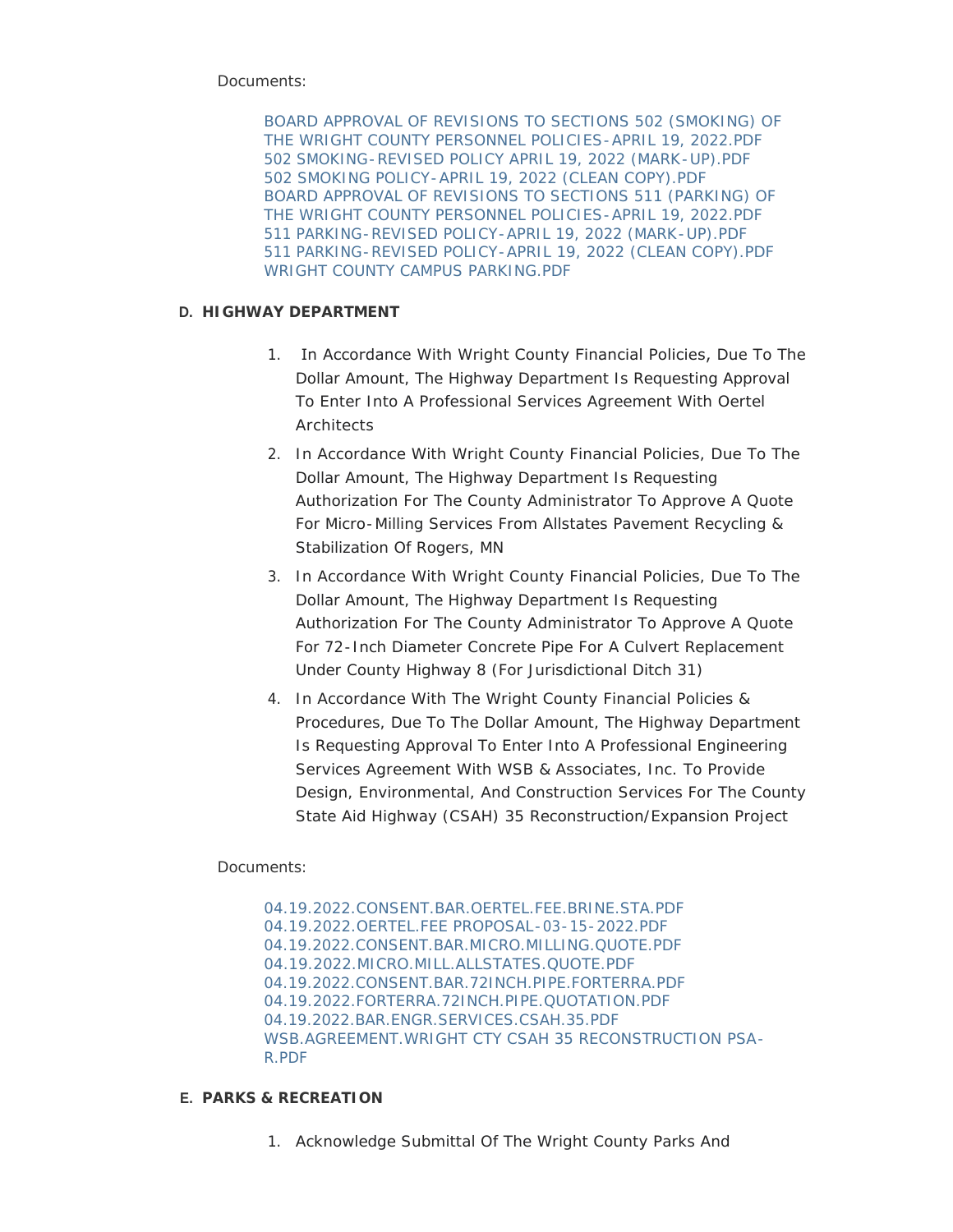Documents:

BOARD APPROVAL OF REVISIONS TO SECTIONS 502 (SMOKING) OF THE WRIGHT COUNTY PERSONNEL POLICIES-APRIL 19, 2022.PDF
502 SMOKING-REVISED POLICY APRIL 19, 2022 (MARK-UP).PDF
502 SMOKING POLICY-APRIL 19, 2022 (CLEAN COPY).PDF
BOARD APPROVAL OF REVISIONS TO SECTIONS 511 (PARKING) OF THE WRIGHT COUNTY PERSONNEL POLICIES-APRIL 19, 2022.PDF
511 PARKING-REVISED POLICY-APRIL 19, 2022 (MARK-UP).PDF
511 PARKING-REVISED POLICY-APRIL 19, 2022 (CLEAN COPY).PDF
WRIGHT COUNTY CAMPUS PARKING.PDF

**D. HIGHWAY DEPARTMENT**

1. In Accordance With Wright County Financial Policies, Due To The Dollar Amount, The Highway Department Is Requesting Approval To Enter Into A Professional Services Agreement With Oertel Architects
2. In Accordance With Wright County Financial Policies, Due To The Dollar Amount, The Highway Department Is Requesting Authorization For The County Administrator To Approve A Quote For Micro-Milling Services From Allstates Pavement Recycling & Stabilization Of Rogers, MN
3. In Accordance With Wright County Financial Policies, Due To The Dollar Amount, The Highway Department Is Requesting Authorization For The County Administrator To Approve A Quote For 72-Inch Diameter Concrete Pipe For A Culvert Replacement Under County Highway 8 (For Jurisdictional Ditch 31)
4. In Accordance With The Wright County Financial Policies & Procedures, Due To The Dollar Amount, The Highway Department Is Requesting Approval To Enter Into A Professional Engineering Services Agreement With WSB & Associates, Inc. To Provide Design, Environmental, And Construction Services For The County State Aid Highway (CSAH) 35 Reconstruction/Expansion Project

Documents:

04.19.2022.CONSENT.BAR.OERTEL.FEE.BRINE.STA.PDF
04.19.2022.OERTEL.FEE PROPOSAL-03-15-2022.PDF
04.19.2022.CONSENT.BAR.MICRO.MILLING.QUOTE.PDF
04.19.2022.MICRO.MILL.ALLSTATES.QUOTE.PDF
04.19.2022.CONSENT.BAR.72INCH.PIPE.FORTERRA.PDF
04.19.2022.FORTERRA.72INCH.PIPE.QUOTATION.PDF
04.19.2022.BAR.ENGR.SERVICES.CSAH.35.PDF
WSB.AGREEMENT.WRIGHT CTY CSAH 35 RECONSTRUCTION PSA-R.PDF

**E. PARKS & RECREATION**

1. Acknowledge Submittal Of The Wright County Parks And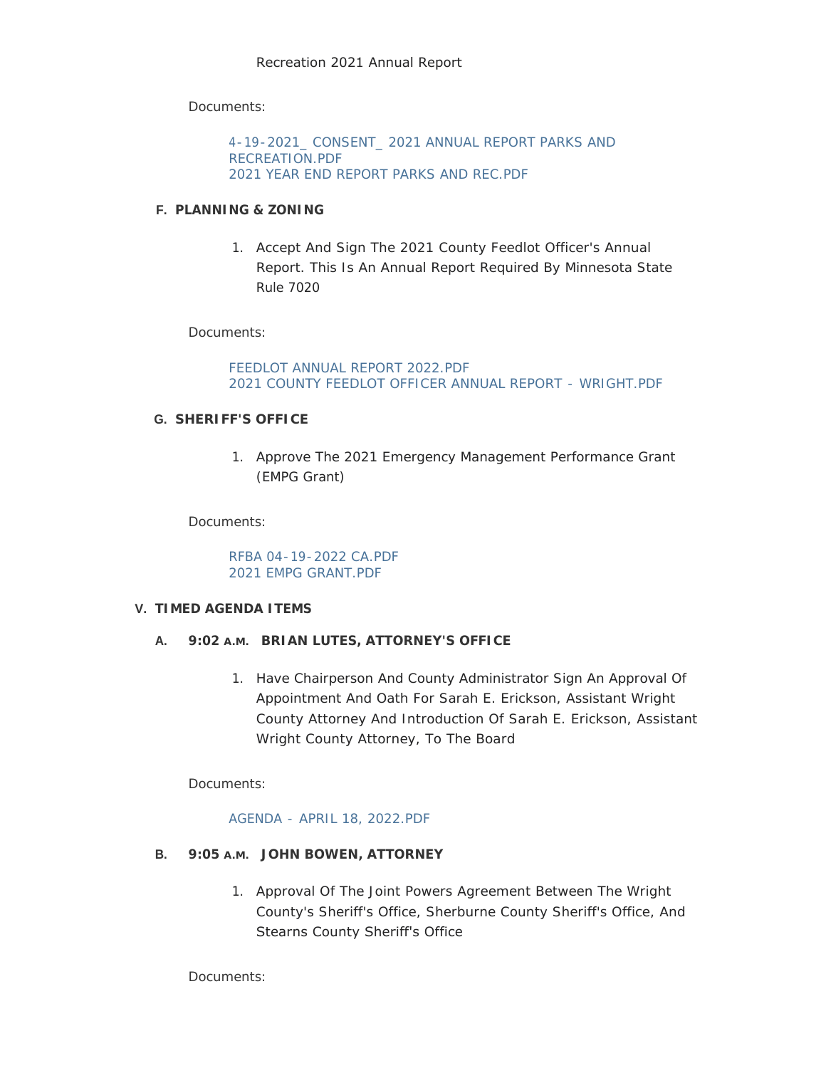Recreation 2021 Annual Report

Documents:

4-19-2021_ CONSENT_ 2021 ANNUAL REPORT PARKS AND RECREATION.PDF
2021 YEAR END REPORT PARKS AND REC.PDF

F. **PLANNING & ZONING**

1. Accept And Sign The 2021 County Feedlot Officer's Annual Report. This Is An Annual Report Required By Minnesota State Rule 7020

Documents:

FEEDLOT ANNUAL REPORT 2022.PDF
2021 COUNTY FEEDLOT OFFICER ANNUAL REPORT - WRIGHT.PDF

G. **SHERIFF'S OFFICE**

1. Approve The 2021 Emergency Management Performance Grant (EMPG Grant)

Documents:

RFBA 04-19-2022 CA.PDF
2021 EMPG GRANT.PDF

V. **TIMED AGENDA ITEMS**

A. **9:02 A.M. BRIAN LUTES, ATTORNEY'S OFFICE**

1. Have Chairperson And County Administrator Sign An Approval Of Appointment And Oath For Sarah E. Erickson, Assistant Wright County Attorney And Introduction Of Sarah E. Erickson, Assistant Wright County Attorney, To The Board

Documents:

AGENDA - APRIL 18, 2022.PDF

B. **9:05 A.M. JOHN BOWEN, ATTORNEY**

1. Approval Of The Joint Powers Agreement Between The Wright County's Sheriff's Office, Sherburne County Sheriff's Office, And Stearns County Sheriff's Office

Documents: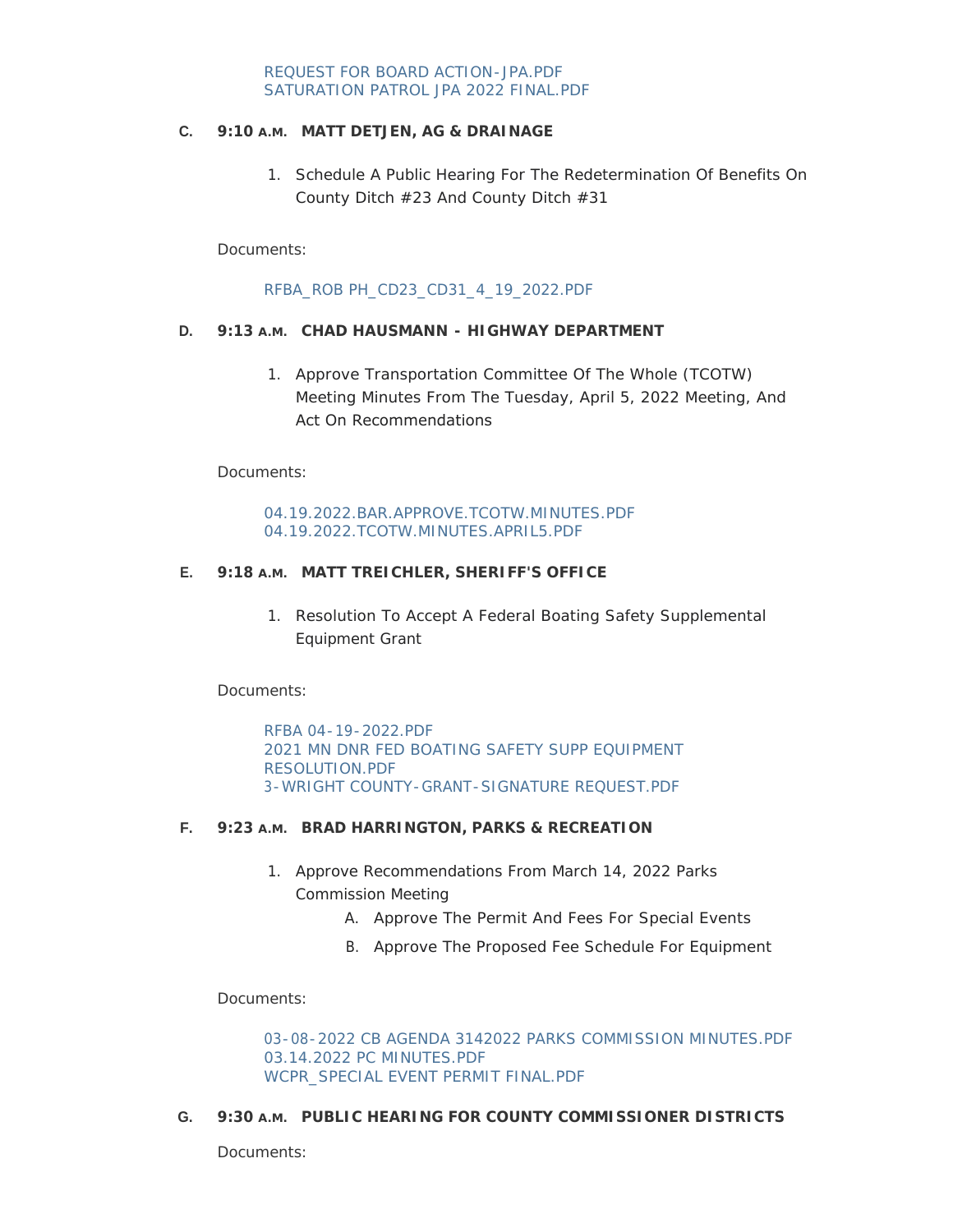REQUEST FOR BOARD ACTION-JPA.PDF
SATURATION PATROL JPA 2022 FINAL.PDF

C. **9:10 A.M. MATT DETJEN, AG & DRAINAGE**

1. Schedule A Public Hearing For The Redetermination Of Benefits On County Ditch #23 And County Ditch #31

Documents:

RFBA_ROB PH_CD23_CD31_4_19_2022.PDF

D. **9:13 A.M. CHAD HAUSMANN - HIGHWAY DEPARTMENT**

1. Approve Transportation Committee Of The Whole (TCOTW) Meeting Minutes From The Tuesday, April 5, 2022 Meeting, And Act On Recommendations

Documents:

04.19.2022.BAR.APPROVE.TCOTW.MINUTES.PDF
04.19.2022.TCOTW.MINUTES.APRIL5.PDF

E. **9:18 A.M. MATT TREICHLER, SHERIFF'S OFFICE**

1. Resolution To Accept A Federal Boating Safety Supplemental Equipment Grant

Documents:

RFBA 04-19-2022.PDF
2021 MN DNR FED BOATING SAFETY SUPP EQUIPMENT RESOLUTION.PDF
3-WRIGHT COUNTY-GRANT-SIGNATURE REQUEST.PDF

F. **9:23 A.M. BRAD HARRINGTON, PARKS & RECREATION**

1. Approve Recommendations From March 14, 2022 Parks Commission Meeting
   A. Approve The Permit And Fees For Special Events
   B. Approve The Proposed Fee Schedule For Equipment

Documents:

03-08-2022 CB AGENDA 3142022 PARKS COMMISSION MINUTES.PDF
03.14.2022 PC MINUTES.PDF
WCPR_SPECIAL EVENT PERMIT FINAL.PDF

G. **9:30 A.M. PUBLIC HEARING FOR COUNTY COMMISSIONER DISTRICTS**

Documents: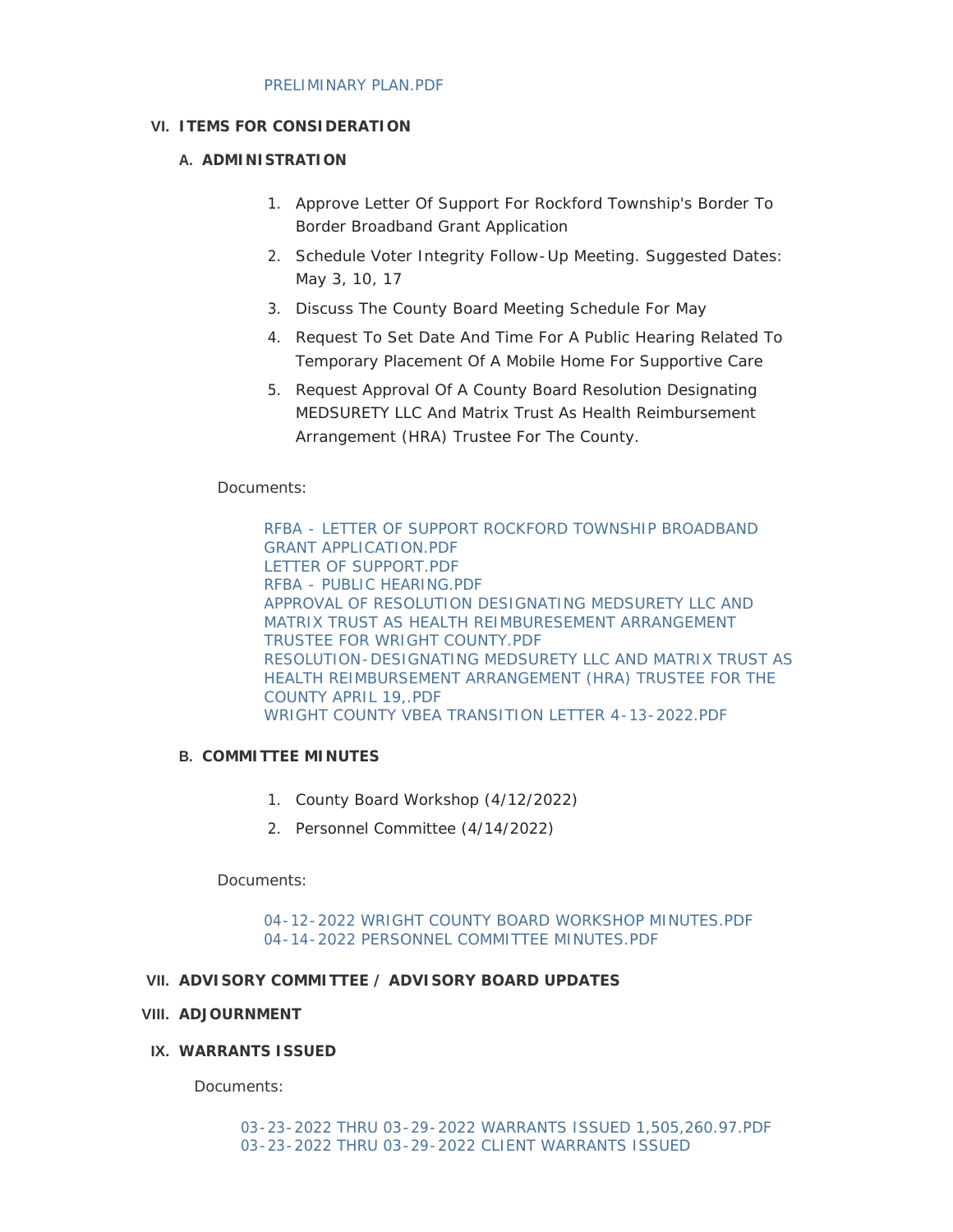PRELIMINARY PLAN.PDF

## VI. ITEMS FOR CONSIDERATION

### A. ADMINISTRATION

1. Approve Letter Of Support For Rockford Township's Border To Border Broadband Grant Application
2. Schedule Voter Integrity Follow-Up Meeting. Suggested Dates: May 3, 10, 17
3. Discuss The County Board Meeting Schedule For May
4. Request To Set Date And Time For A Public Hearing Related To Temporary Placement Of A Mobile Home For Supportive Care
5. Request Approval Of A County Board Resolution Designating MEDSURETY LLC And Matrix Trust As Health Reimbursement Arrangement (HRA) Trustee For The County.

Documents:

RFBA - LETTER OF SUPPORT ROCKFORD TOWNSHIP BROADBAND GRANT APPLICATION.PDF
LETTER OF SUPPORT.PDF
RFBA - PUBLIC HEARING.PDF
APPROVAL OF RESOLUTION DESIGNATING MEDSURETY LLC AND MATRIX TRUST AS HEALTH REIMBURESEMENT ARRANGEMENT TRUSTEE FOR WRIGHT COUNTY.PDF
RESOLUTION-DESIGNATING MEDSURETY LLC AND MATRIX TRUST AS HEALTH REIMBURSEMENT ARRANGEMENT (HRA) TRUSTEE FOR THE COUNTY APRIL 19,.PDF
WRIGHT COUNTY VBEA TRANSITION LETTER 4-13-2022.PDF

### B. COMMITTEE MINUTES

1. County Board Workshop (4/12/2022)
2. Personnel Committee (4/14/2022)

Documents:

04-12-2022 WRIGHT COUNTY BOARD WORKSHOP MINUTES.PDF
04-14-2022 PERSONNEL COMMITTEE MINUTES.PDF

## VII. ADVISORY COMMITTEE / ADVISORY BOARD UPDATES

## VIII. ADJOURNMENT

## IX. WARRANTS ISSUED

Documents:

03-23-2022 THRU 03-29-2022 WARRANTS ISSUED 1,505,260.97.PDF
03-23-2022 THRU 03-29-2022 CLIENT WARRANTS ISSUED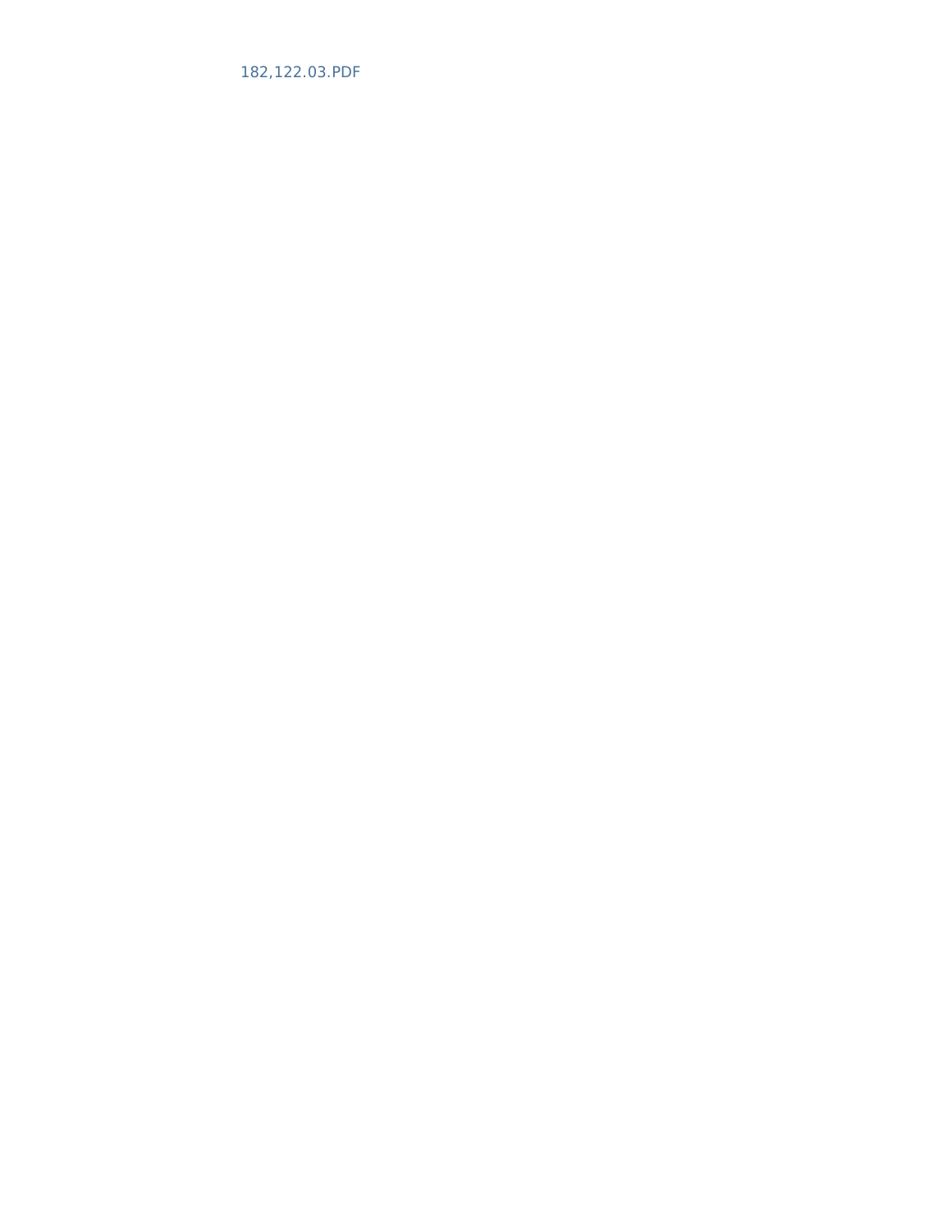182,122.03.PDF